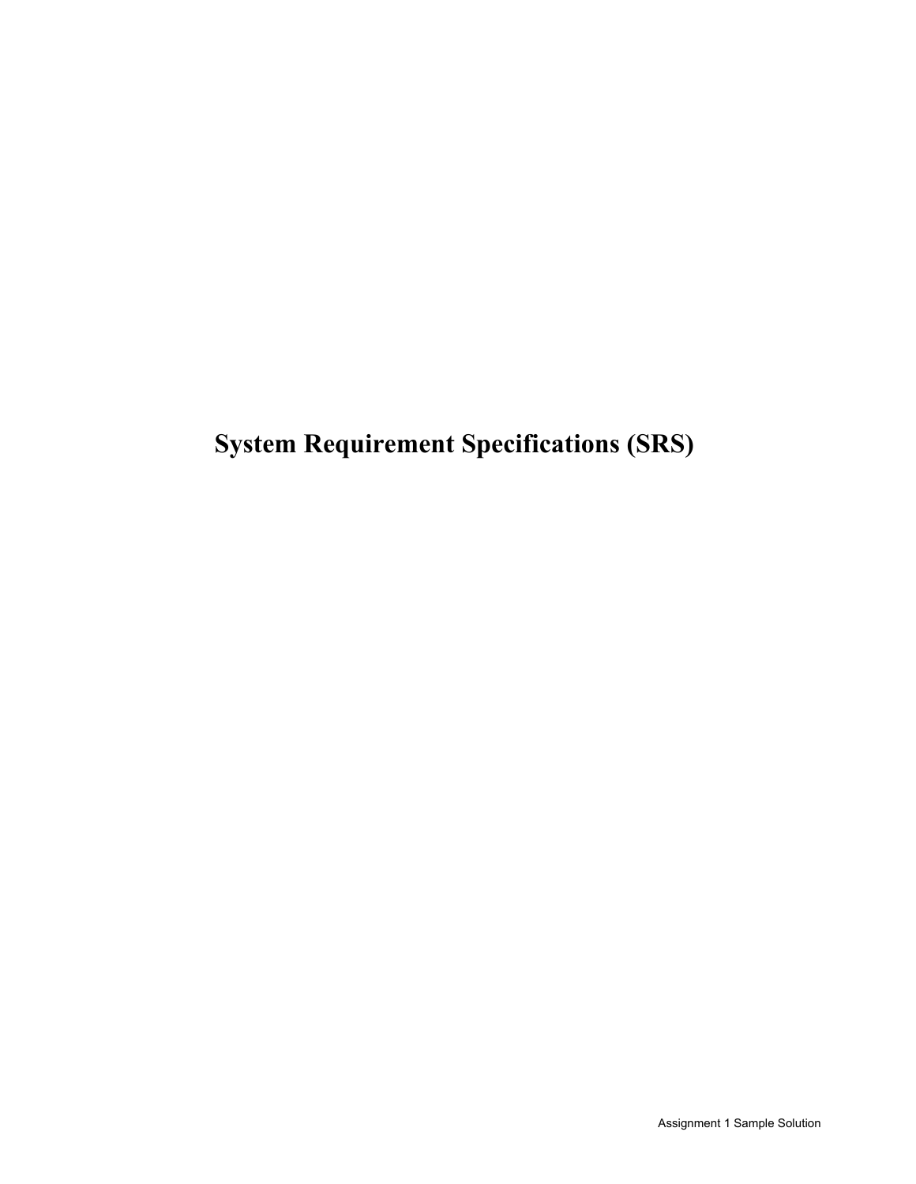# System Requirement Specifications (SRS)

Assignment 1 Sample Solution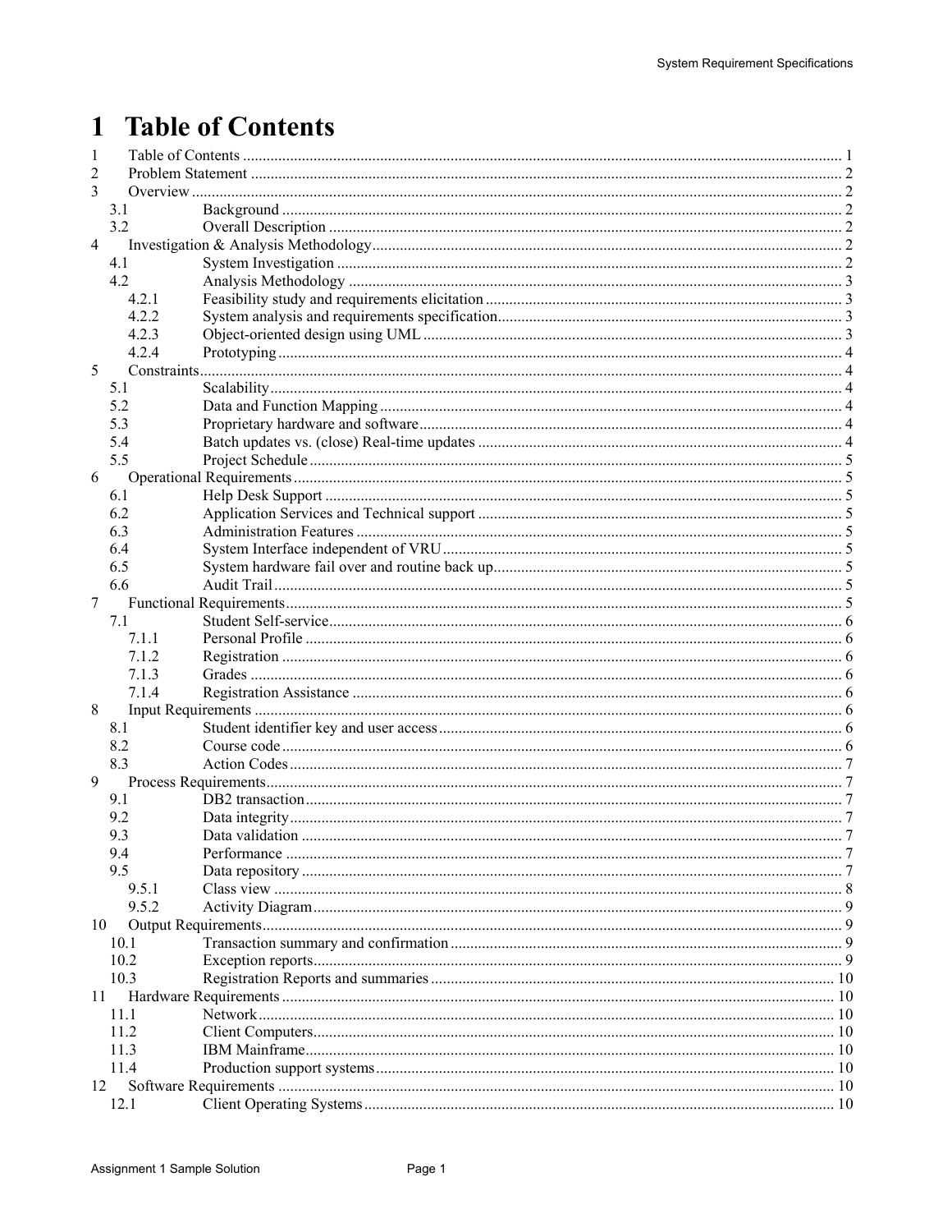# 1 Table of Contents

1 Table of Contents ........ 1
2 Problem Statement ........ 2
3 Overview ........ 2
 3.1 Background ........ 2
 3.2 Overall Description ........ 2
4 Investigation & Analysis Methodology ........ 2
 4.1 System Investigation ........ 2
 4.2 Analysis Methodology ........ 3
  4.2.1 Feasibility study and requirements elicitation ........ 3
  4.2.2 System analysis and requirements specification ........ 3
  4.2.3 Object-oriented design using UML ........ 3
  4.2.4 Prototyping ........ 4
5 Constraints ........ 4
 5.1 Scalability ........ 4
 5.2 Data and Function Mapping ........ 4
 5.3 Proprietary hardware and software ........ 4
 5.4 Batch updates vs. (close) Real-time updates ........ 4
 5.5 Project Schedule ........ 5
6 Operational Requirements ........ 5
 6.1 Help Desk Support ........ 5
 6.2 Application Services and Technical support ........ 5
 6.3 Administration Features ........ 5
 6.4 System Interface independent of VRU ........ 5
 6.5 System hardware fail over and routine back up ........ 5
 6.6 Audit Trail ........ 5
7 Functional Requirements ........ 5
 7.1 Student Self-service ........ 6
  7.1.1 Personal Profile ........ 6
  7.1.2 Registration ........ 6
  7.1.3 Grades ........ 6
  7.1.4 Registration Assistance ........ 6
8 Input Requirements ........ 6
 8.1 Student identifier key and user access ........ 6
 8.2 Course code ........ 6
 8.3 Action Codes ........ 7
9 Process Requirements ........ 7
 9.1 DB2 transaction ........ 7
 9.2 Data integrity ........ 7
 9.3 Data validation ........ 7
 9.4 Performance ........ 7
 9.5 Data repository ........ 7
  9.5.1 Class view ........ 8
  9.5.2 Activity Diagram ........ 9
10 Output Requirements ........ 9
 10.1 Transaction summary and confirmation ........ 9
 10.2 Exception reports ........ 9
 10.3 Registration Reports and summaries ........ 10
11 Hardware Requirements ........ 10
 11.1 Network ........ 10
 11.2 Client Computers ........ 10
 11.3 IBM Mainframe ........ 10
 11.4 Production support systems ........ 10
12 Software Requirements ........ 10
 12.1 Client Operating Systems ........ 10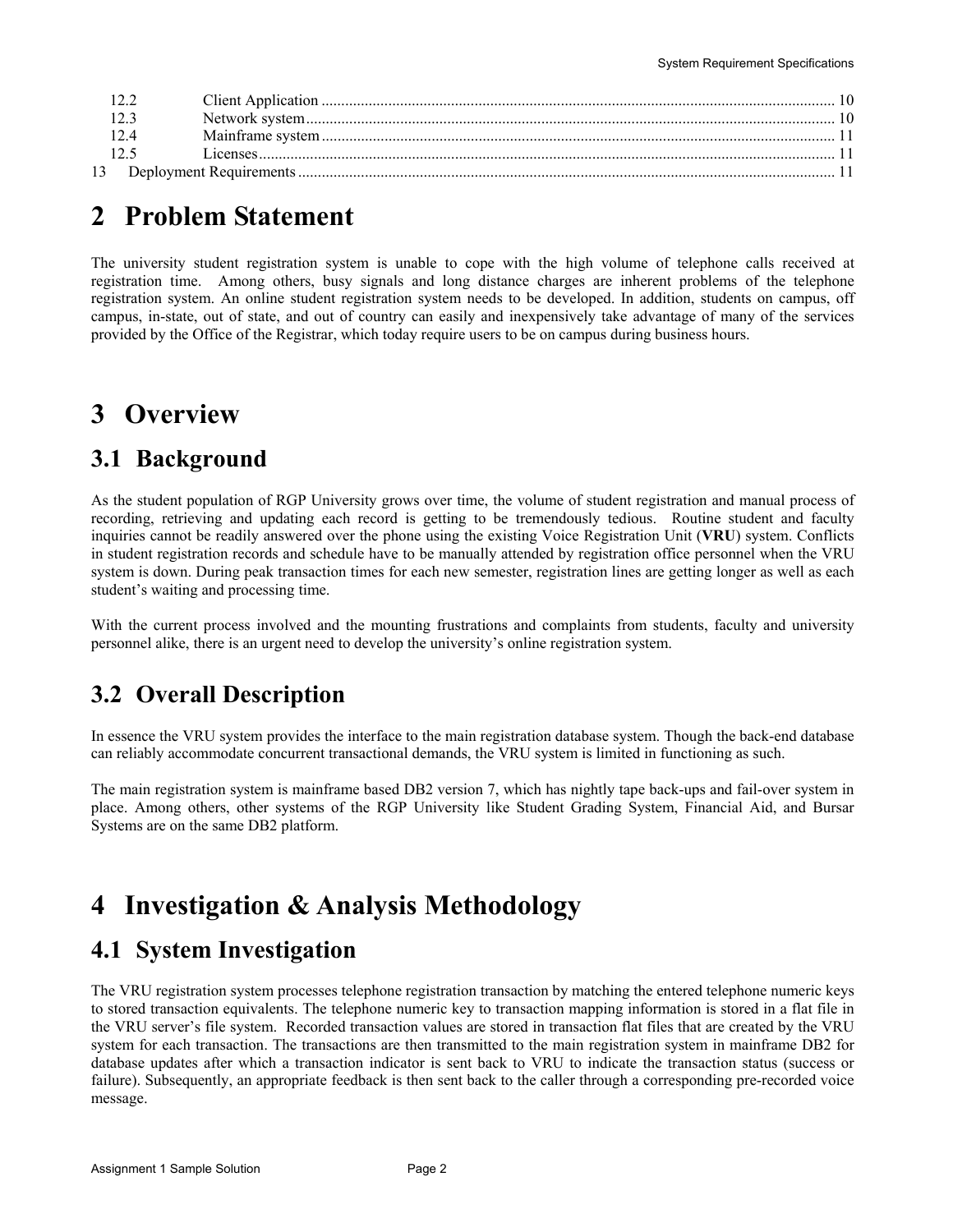12.2 Client Application .......... 10
12.3 Network system .......... 10
12.4 Mainframe system .......... 11
12.5 Licenses .......... 11
13 Deployment Requirements .......... 11

# 2 Problem Statement

The university student registration system is unable to cope with the high volume of telephone calls received at registration time. Among others, busy signals and long distance charges are inherent problems of the telephone registration system. An online student registration system needs to be developed. In addition, students on campus, off campus, in-state, out of state, and out of country can easily and inexpensively take advantage of many of the services provided by the Office of the Registrar, which today require users to be on campus during business hours.

# 3 Overview

## 3.1 Background

As the student population of RGP University grows over time, the volume of student registration and manual process of recording, retrieving and updating each record is getting to be tremendously tedious. Routine student and faculty inquiries cannot be readily answered over the phone using the existing Voice Registration Unit (**VRU**) system. Conflicts in student registration records and schedule have to be manually attended by registration office personnel when the VRU system is down. During peak transaction times for each new semester, registration lines are getting longer as well as each student's waiting and processing time.

With the current process involved and the mounting frustrations and complaints from students, faculty and university personnel alike, there is an urgent need to develop the university's online registration system.

## 3.2 Overall Description

In essence the VRU system provides the interface to the main registration database system. Though the back-end database can reliably accommodate concurrent transactional demands, the VRU system is limited in functioning as such.

The main registration system is mainframe based DB2 version 7, which has nightly tape back-ups and fail-over system in place. Among others, other systems of the RGP University like Student Grading System, Financial Aid, and Bursar Systems are on the same DB2 platform.

# 4 Investigation & Analysis Methodology

## 4.1 System Investigation

The VRU registration system processes telephone registration transaction by matching the entered telephone numeric keys to stored transaction equivalents. The telephone numeric key to transaction mapping information is stored in a flat file in the VRU server's file system. Recorded transaction values are stored in transaction flat files that are created by the VRU system for each transaction. The transactions are then transmitted to the main registration system in mainframe DB2 for database updates after which a transaction indicator is sent back to VRU to indicate the transaction status (success or failure). Subsequently, an appropriate feedback is then sent back to the caller through a corresponding pre-recorded voice message.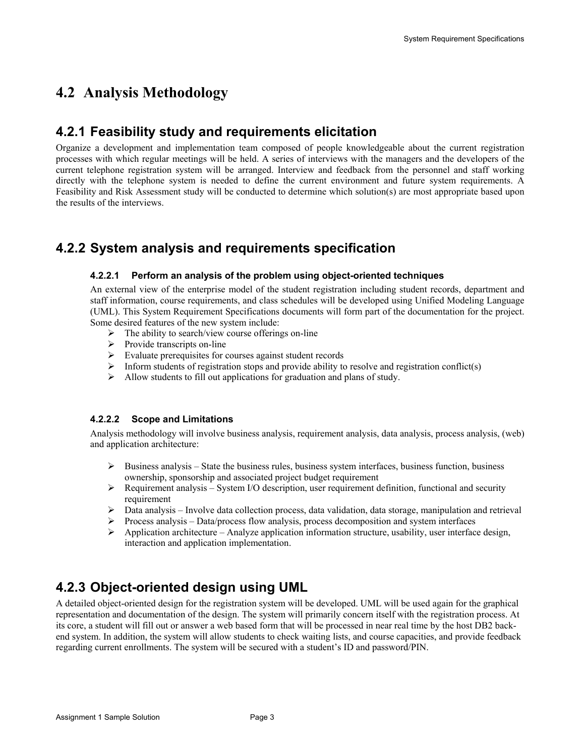## 4.2 Analysis Methodology

### 4.2.1 Feasibility study and requirements elicitation

Organize a development and implementation team composed of people knowledgeable about the current registration processes with which regular meetings will be held. A series of interviews with the managers and the developers of the current telephone registration system will be arranged. Interview and feedback from the personnel and staff working directly with the telephone system is needed to define the current environment and future system requirements. A Feasibility and Risk Assessment study will be conducted to determine which solution(s) are most appropriate based upon the results of the interviews.

### 4.2.2 System analysis and requirements specification

#### 4.2.2.1 Perform an analysis of the problem using object-oriented techniques

An external view of the enterprise model of the student registration including student records, department and staff information, course requirements, and class schedules will be developed using Unified Modeling Language (UML). This System Requirement Specifications documents will form part of the documentation for the project. Some desired features of the new system include:

- The ability to search/view course offerings on-line
- Provide transcripts on-line
- Evaluate prerequisites for courses against student records
- Inform students of registration stops and provide ability to resolve and registration conflict(s)
- Allow students to fill out applications for graduation and plans of study.

#### 4.2.2.2 Scope and Limitations

Analysis methodology will involve business analysis, requirement analysis, data analysis, process analysis, (web) and application architecture:

- Business analysis – State the business rules, business system interfaces, business function, business ownership, sponsorship and associated project budget requirement
- Requirement analysis – System I/O description, user requirement definition, functional and security requirement
- Data analysis – Involve data collection process, data validation, data storage, manipulation and retrieval
- Process analysis – Data/process flow analysis, process decomposition and system interfaces
- Application architecture – Analyze application information structure, usability, user interface design, interaction and application implementation.

### 4.2.3 Object-oriented design using UML

A detailed object-oriented design for the registration system will be developed. UML will be used again for the graphical representation and documentation of the design. The system will primarily concern itself with the registration process. At its core, a student will fill out or answer a web based form that will be processed in near real time by the host DB2 back-end system. In addition, the system will allow students to check waiting lists, and course capacities, and provide feedback regarding current enrollments. The system will be secured with a student's ID and password/PIN.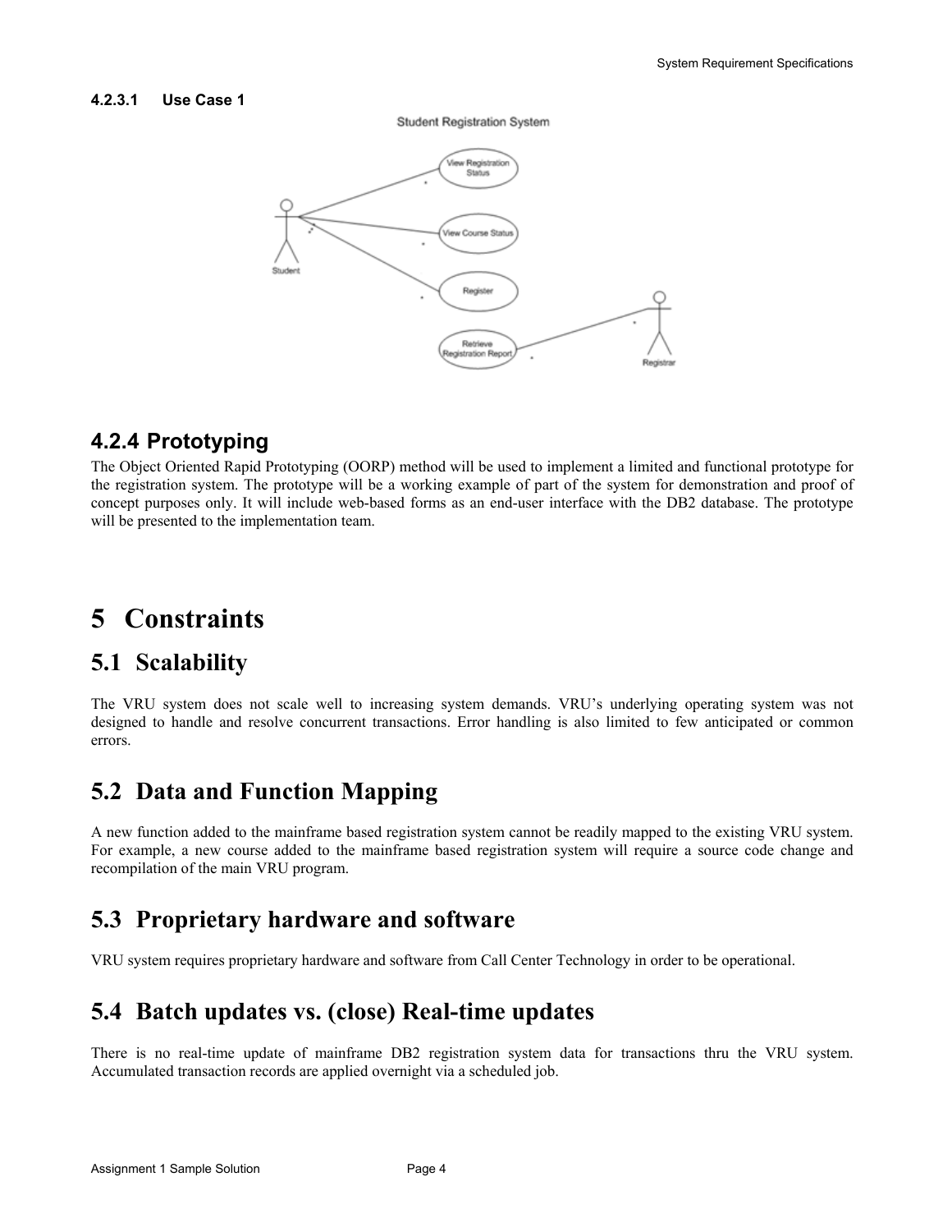#### 4.2.3.1 Use Case 1

### 4.2.4 Prototyping

The Object Oriented Rapid Prototyping (OORP) method will be used to implement a limited and functional prototype for the registration system. The prototype will be a working example of part of the system for demonstration and proof of concept purposes only. It will include web-based forms as an end-user interface with the DB2 database. The prototype will be presented to the implementation team.

# 5 Constraints

## 5.1 Scalability

The VRU system does not scale well to increasing system demands. VRU's underlying operating system was not designed to handle and resolve concurrent transactions. Error handling is also limited to few anticipated or common errors.

## 5.2 Data and Function Mapping

A new function added to the mainframe based registration system cannot be readily mapped to the existing VRU system. For example, a new course added to the mainframe based registration system will require a source code change and recompilation of the main VRU program.

## 5.3 Proprietary hardware and software

VRU system requires proprietary hardware and software from Call Center Technology in order to be operational.

## 5.4 Batch updates vs. (close) Real-time updates

There is no real-time update of mainframe DB2 registration system data for transactions thru the VRU system. Accumulated transaction records are applied overnight via a scheduled job.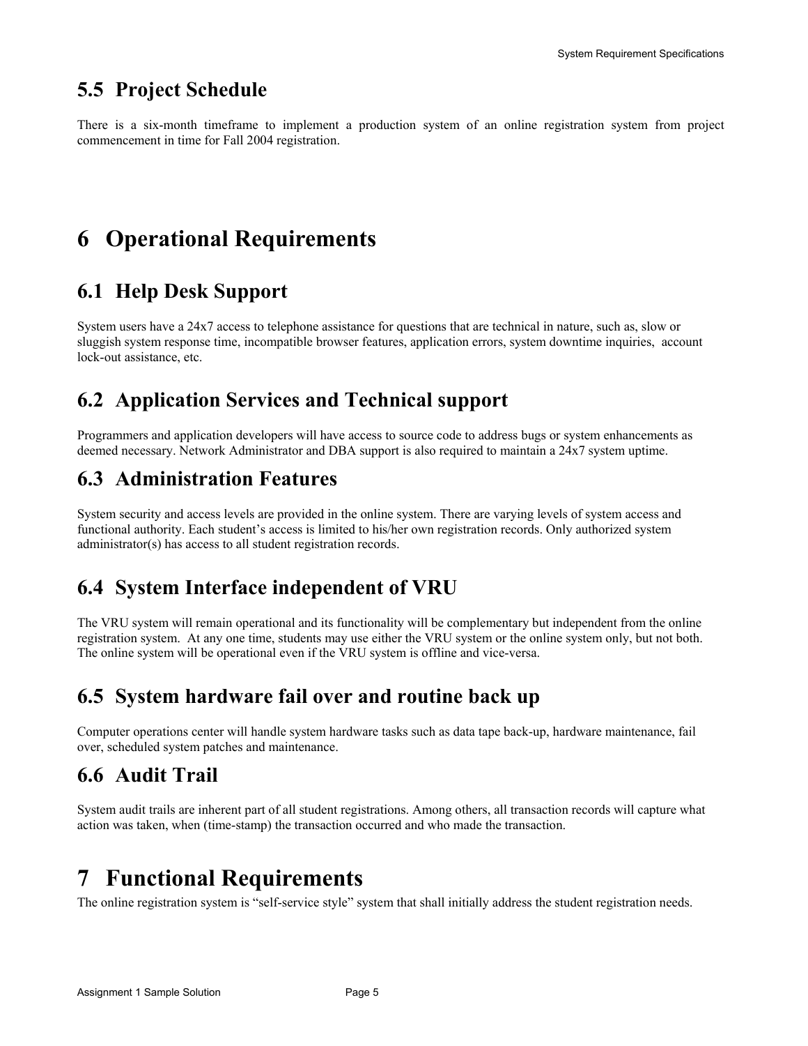## 5.5 Project Schedule

There is a six-month timeframe to implement a production system of an online registration system from project commencement in time for Fall 2004 registration.

# 6 Operational Requirements

## 6.1 Help Desk Support

System users have a 24x7 access to telephone assistance for questions that are technical in nature, such as, slow or sluggish system response time, incompatible browser features, application errors, system downtime inquiries, account lock-out assistance, etc.

## 6.2 Application Services and Technical support

Programmers and application developers will have access to source code to address bugs or system enhancements as deemed necessary. Network Administrator and DBA support is also required to maintain a 24x7 system uptime.

## 6.3 Administration Features

System security and access levels are provided in the online system. There are varying levels of system access and functional authority. Each student's access is limited to his/her own registration records. Only authorized system administrator(s) has access to all student registration records.

## 6.4 System Interface independent of VRU

The VRU system will remain operational and its functionality will be complementary but independent from the online registration system. At any one time, students may use either the VRU system or the online system only, but not both. The online system will be operational even if the VRU system is offline and vice-versa.

## 6.5 System hardware fail over and routine back up

Computer operations center will handle system hardware tasks such as data tape back-up, hardware maintenance, fail over, scheduled system patches and maintenance.

## 6.6 Audit Trail

System audit trails are inherent part of all student registrations. Among others, all transaction records will capture what action was taken, when (time-stamp) the transaction occurred and who made the transaction.

# 7 Functional Requirements

The online registration system is "self-service style" system that shall initially address the student registration needs.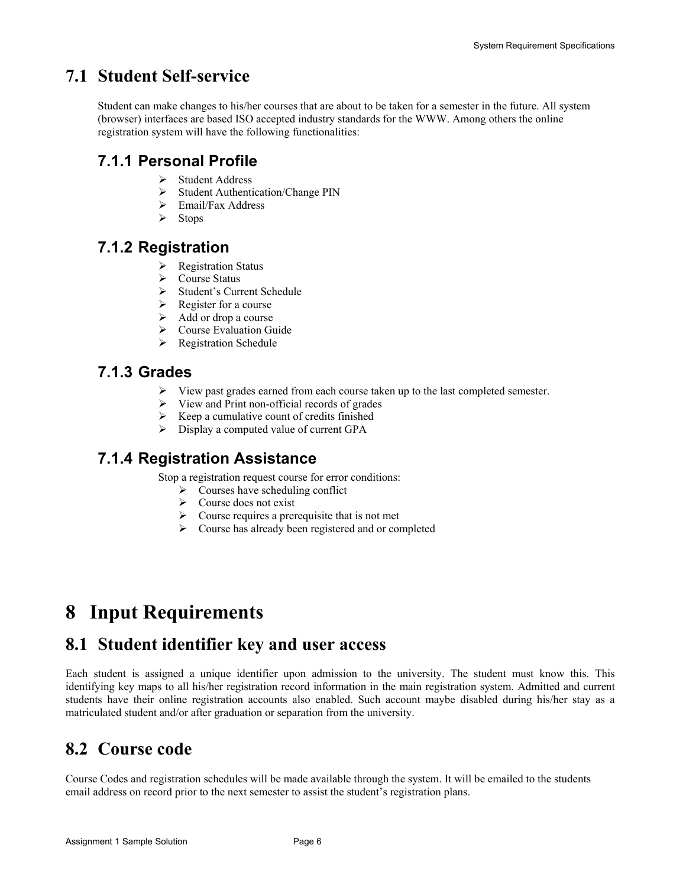## 7.1 Student Self-service

Student can make changes to his/her courses that are about to be taken for a semester in the future. All system (browser) interfaces are based ISO accepted industry standards for the WWW. Among others the online registration system will have the following functionalities:

### 7.1.1 Personal Profile

- Student Address
- Student Authentication/Change PIN
- Email/Fax Address
- Stops

### 7.1.2 Registration

- Registration Status
- Course Status
- Student's Current Schedule
- Register for a course
- Add or drop a course
- Course Evaluation Guide
- Registration Schedule

### 7.1.3 Grades

- View past grades earned from each course taken up to the last completed semester.
- View and Print non-official records of grades
- Keep a cumulative count of credits finished
- Display a computed value of current GPA

### 7.1.4 Registration Assistance

Stop a registration request course for error conditions:

- Courses have scheduling conflict
- Course does not exist
- Course requires a prerequisite that is not met
- Course has already been registered and or completed

# 8 Input Requirements

## 8.1 Student identifier key and user access

Each student is assigned a unique identifier upon admission to the university. The student must know this. This identifying key maps to all his/her registration record information in the main registration system. Admitted and current students have their online registration accounts also enabled. Such account maybe disabled during his/her stay as a matriculated student and/or after graduation or separation from the university.

## 8.2 Course code

Course Codes and registration schedules will be made available through the system. It will be emailed to the students email address on record prior to the next semester to assist the student's registration plans.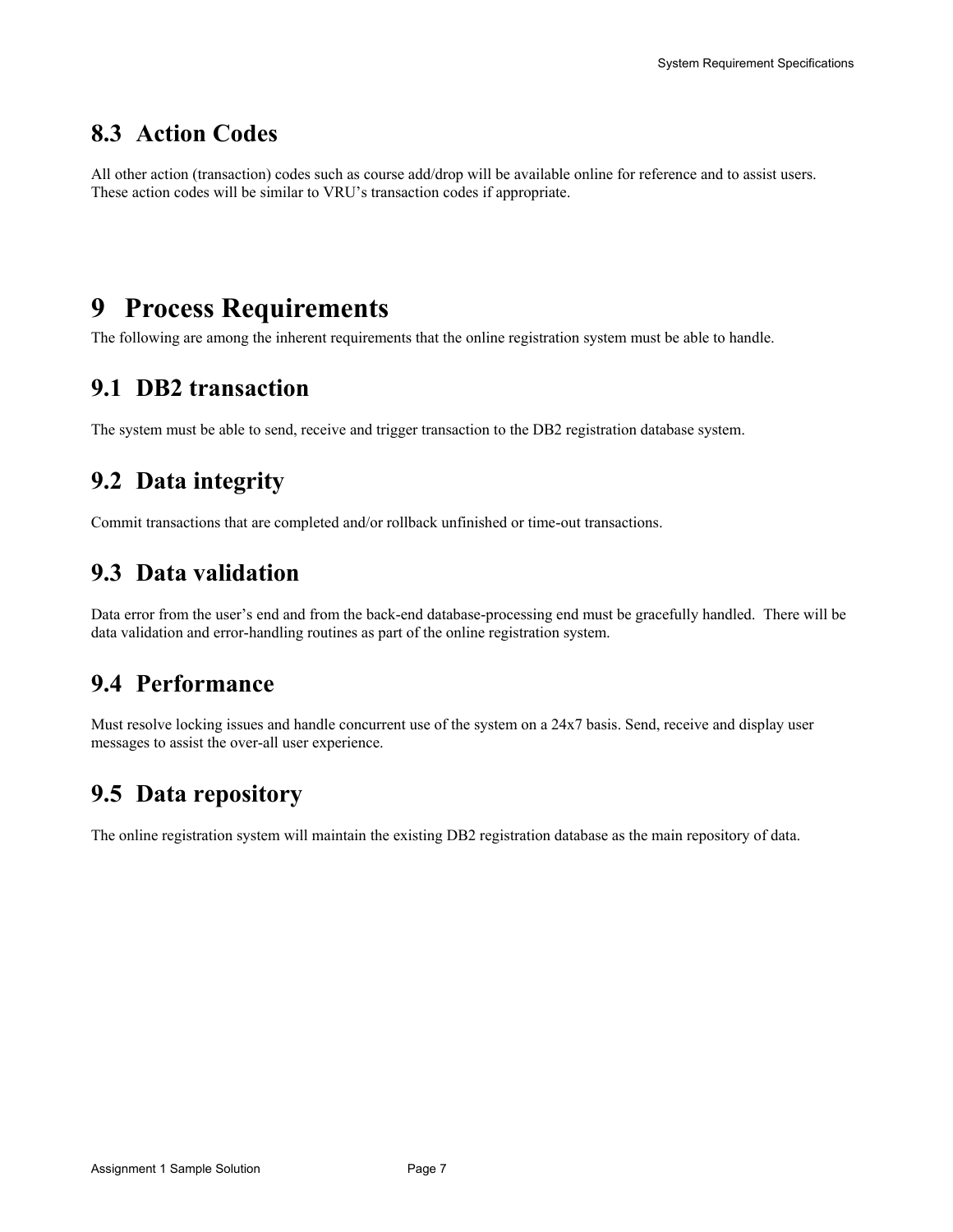## 8.3 Action Codes

All other action (transaction) codes such as course add/drop will be available online for reference and to assist users. These action codes will be similar to VRU's transaction codes if appropriate.

# 9 Process Requirements

The following are among the inherent requirements that the online registration system must be able to handle.

## 9.1 DB2 transaction

The system must be able to send, receive and trigger transaction to the DB2 registration database system.

## 9.2 Data integrity

Commit transactions that are completed and/or rollback unfinished or time-out transactions.

## 9.3 Data validation

Data error from the user's end and from the back-end database-processing end must be gracefully handled. There will be data validation and error-handling routines as part of the online registration system.

## 9.4 Performance

Must resolve locking issues and handle concurrent use of the system on a 24x7 basis. Send, receive and display user messages to assist the over-all user experience.

## 9.5 Data repository

The online registration system will maintain the existing DB2 registration database as the main repository of data.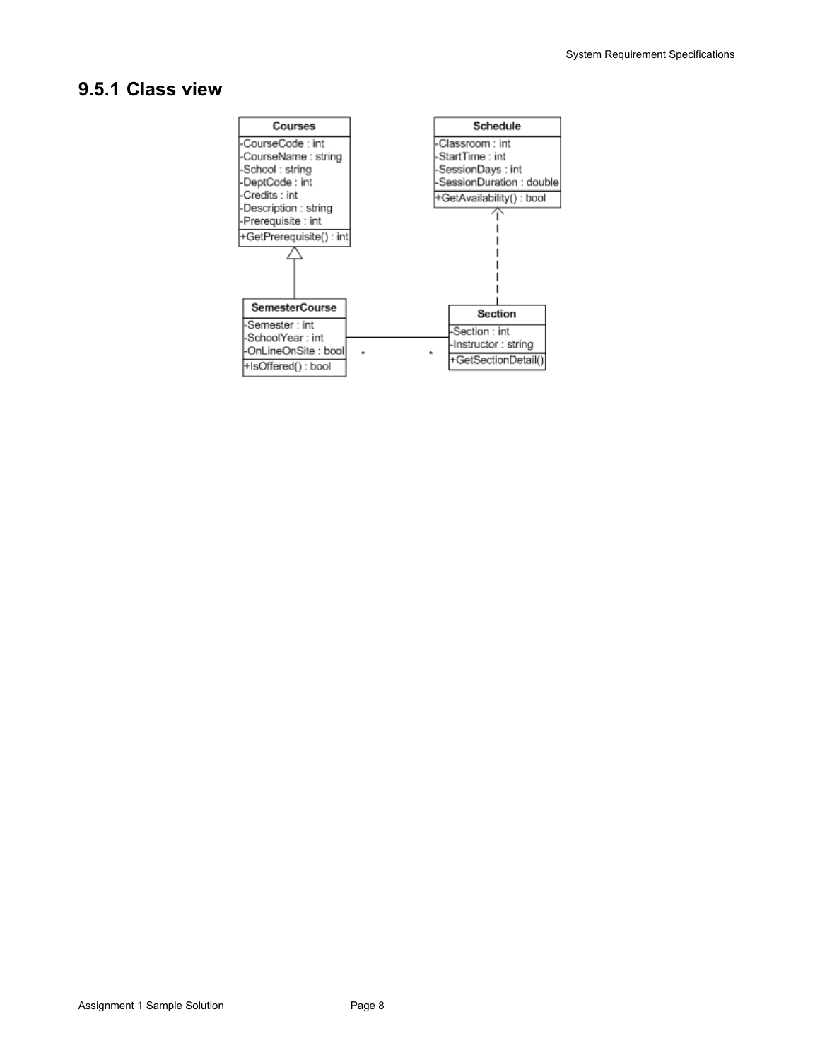## 9.5.1 Class view

```
Courses
-CourseCode : int
-CourseName : string
-School : string
-DeptCode : int
-Credits : int
-Description : string
-Prerequisite : int
+GetPrerequisite() : int

Schedule
-Classroom : int
-StartTime : int
-SessionDays : int
-SessionDuration : double
+GetAvailability() : bool

SemesterCourse
-Semester : int
-SchoolYear : int
-OnLineOnSite : bool
+IsOffered() : bool

Section
-Section : int
-Instructor : string
+GetSectionDetail()
```

- SemesterCourse → Courses (generalization)
- Section ⇢ Schedule (dependency)
- SemesterCourse * —— * Section (association)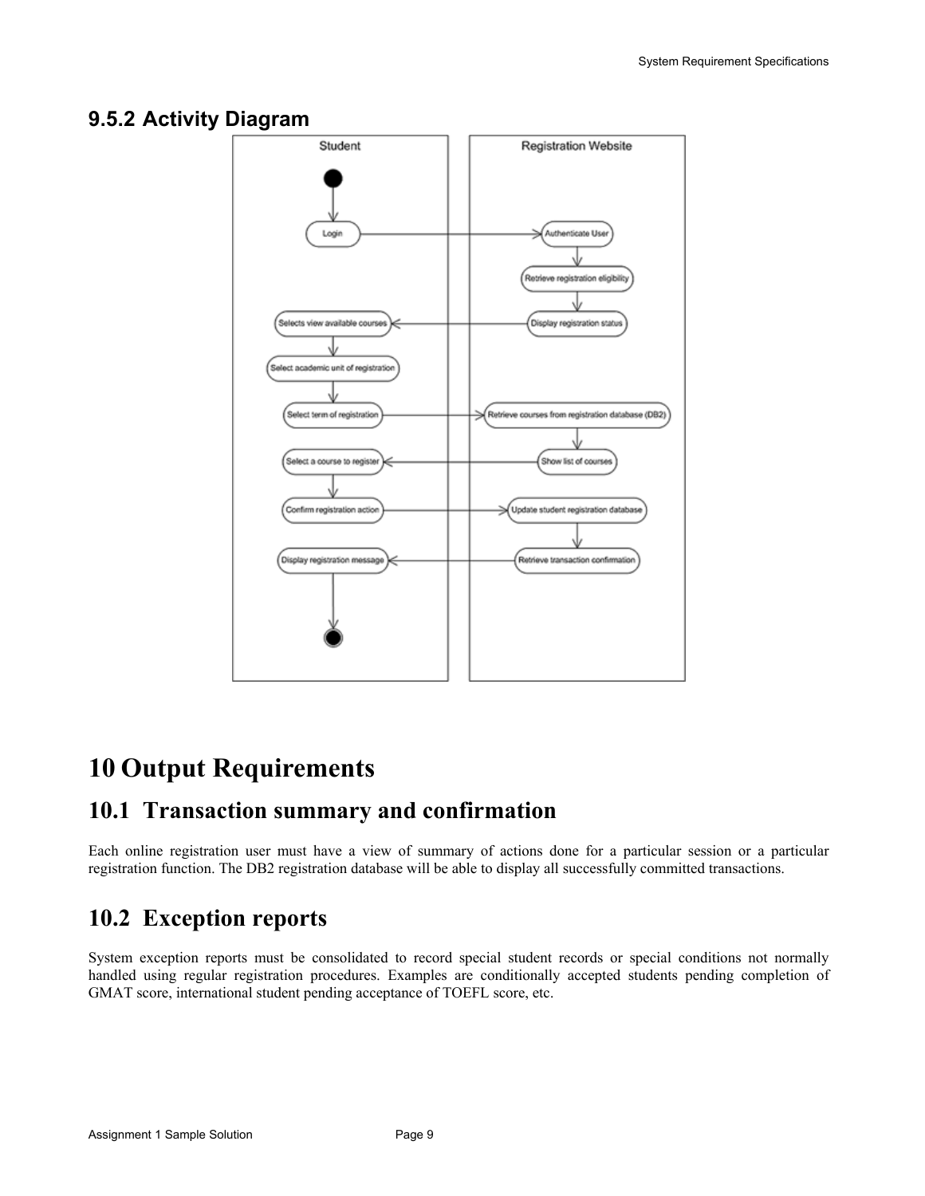### 9.5.2 Activity Diagram

# 10 Output Requirements

## 10.1 Transaction summary and confirmation

Each online registration user must have a view of summary of actions done for a particular session or a particular registration function. The DB2 registration database will be able to display all successfully committed transactions.

## 10.2 Exception reports

System exception reports must be consolidated to record special student records or special conditions not normally handled using regular registration procedures. Examples are conditionally accepted students pending completion of GMAT score, international student pending acceptance of TOEFL score, etc.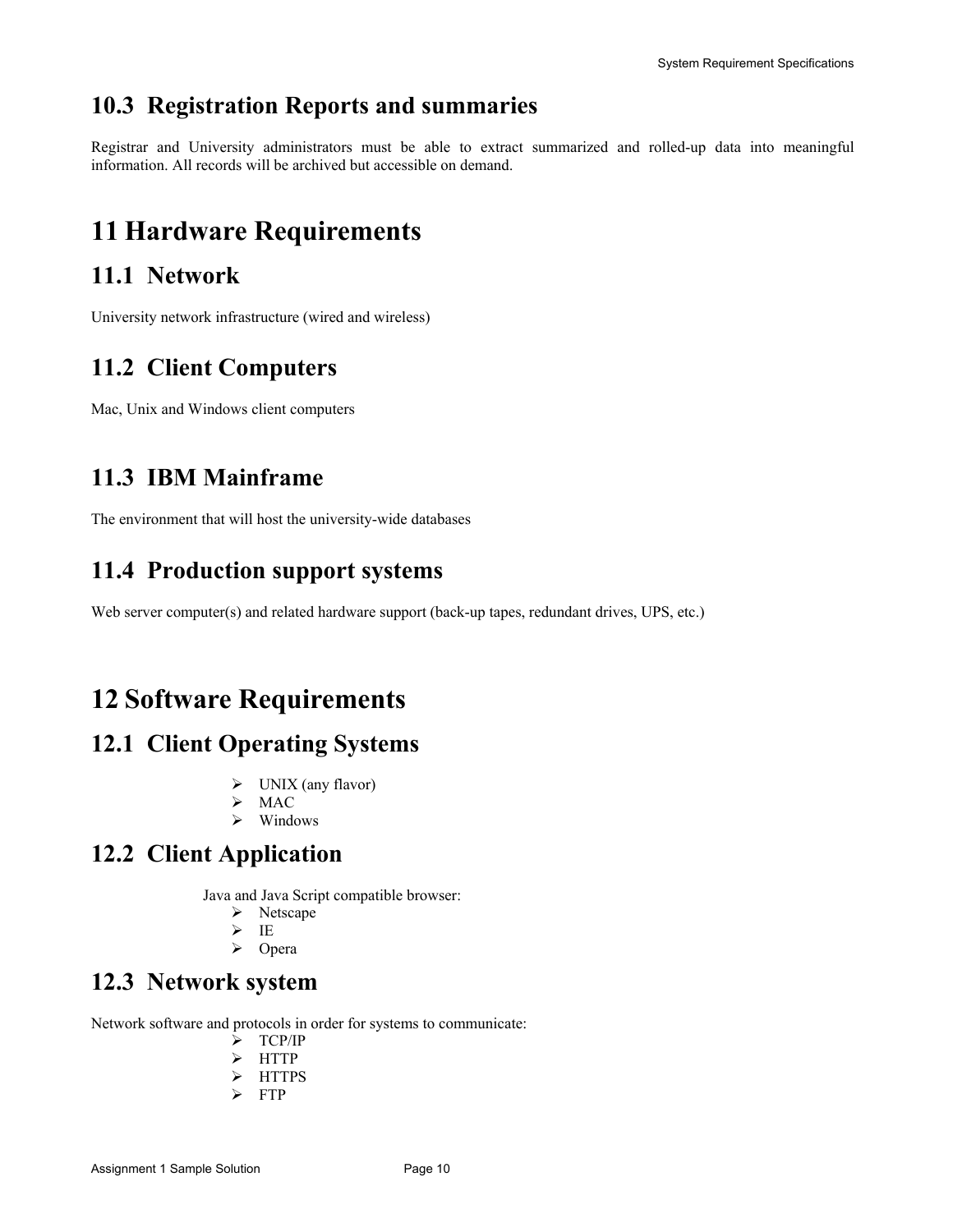## 10.3 Registration Reports and summaries

Registrar and University administrators must be able to extract summarized and rolled-up data into meaningful information. All records will be archived but accessible on demand.

# 11 Hardware Requirements

## 11.1 Network

University network infrastructure (wired and wireless)

## 11.2 Client Computers

Mac, Unix and Windows client computers

## 11.3 IBM Mainframe

The environment that will host the university-wide databases

## 11.4 Production support systems

Web server computer(s) and related hardware support (back-up tapes, redundant drives, UPS, etc.)

# 12 Software Requirements

## 12.1 Client Operating Systems

- UNIX (any flavor)
- MAC
- Windows

## 12.2 Client Application

Java and Java Script compatible browser:

- Netscape
- IE
- Opera

## 12.3 Network system

Network software and protocols in order for systems to communicate:

- TCP/IP
- HTTP
- HTTPS
- FTP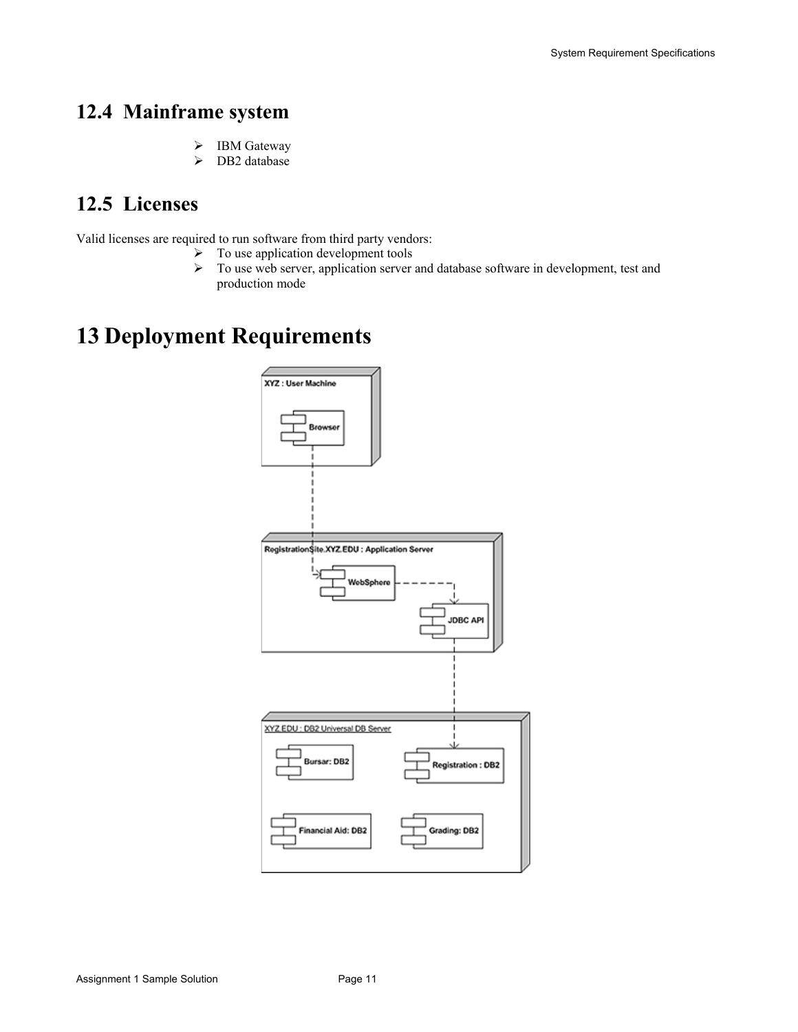## 12.4 Mainframe system

- IBM Gateway
- DB2 database

## 12.5 Licenses

Valid licenses are required to run software from third party vendors:

- To use application development tools
- To use web server, application server and database software in development, test and production mode

# 13 Deployment Requirements

XYZ : User Machine

Browser

RegistrationSite.XYZ.EDU : Application Server

WebSphere

JDBC API

XYZ.EDU : DB2 Universal DB Server

Bursar: DB2

Registration : DB2

Financial Aid: DB2

Grading: DB2